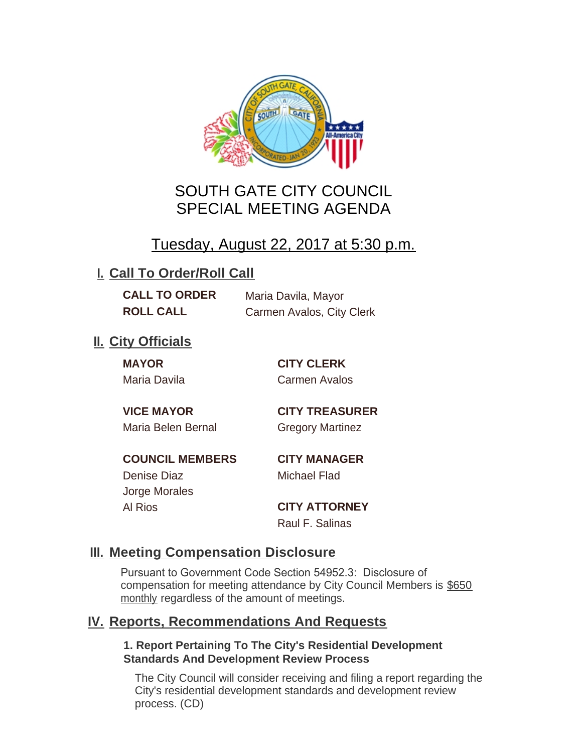# SOUTH GATE CITY COUNCIL
# SPECIAL MEETING AGENDA

## Tuesday, August 22, 2017 at 5:30 p.m.

## I. Call To Order/Roll Call

**CALL TO ORDER** Maria Davila, Mayor

**ROLL CALL** Carmen Avalos, City Clerk

## II. City Officials

**MAYOR**
Maria Davila

**VICE MAYOR**
Maria Belen Bernal

**COUNCIL MEMBERS**
Denise Diaz
Jorge Morales
Al Rios

**CITY CLERK**
Carmen Avalos

**CITY TREASURER**
Gregory Martinez

**CITY MANAGER**
Michael Flad

**CITY ATTORNEY**
Raul F. Salinas

## III. Meeting Compensation Disclosure

Pursuant to Government Code Section 54952.3: Disclosure of compensation for meeting attendance by City Council Members is $650 monthly regardless of the amount of meetings.

## IV. Reports, Recommendations And Requests

**1. Report Pertaining To The City's Residential Development Standards And Development Review Process**

The City Council will consider receiving and filing a report regarding the City's residential development standards and development review process. (CD)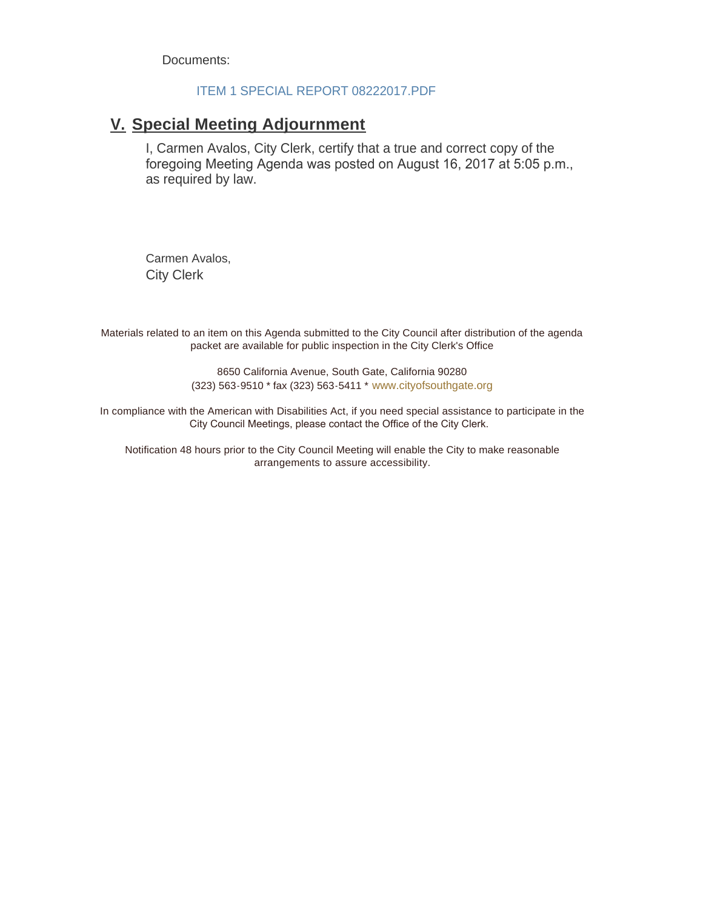Documents:

ITEM 1 SPECIAL REPORT 08222017.PDF

## V. Special Meeting Adjournment

I, Carmen Avalos, City Clerk, certify that a true and correct copy of the foregoing Meeting Agenda was posted on August 16, 2017 at 5:05 p.m., as required by law.

Carmen Avalos,
City Clerk

Materials related to an item on this Agenda submitted to the City Council after distribution of the agenda packet are available for public inspection in the City Clerk's Office

8650 California Avenue, South Gate, California 90280
(323) 563-9510 * fax (323) 563-5411 * www.cityofsouthgate.org

In compliance with the American with Disabilities Act, if you need special assistance to participate in the City Council Meetings, please contact the Office of the City Clerk.

Notification 48 hours prior to the City Council Meeting will enable the City to make reasonable arrangements to assure accessibility.